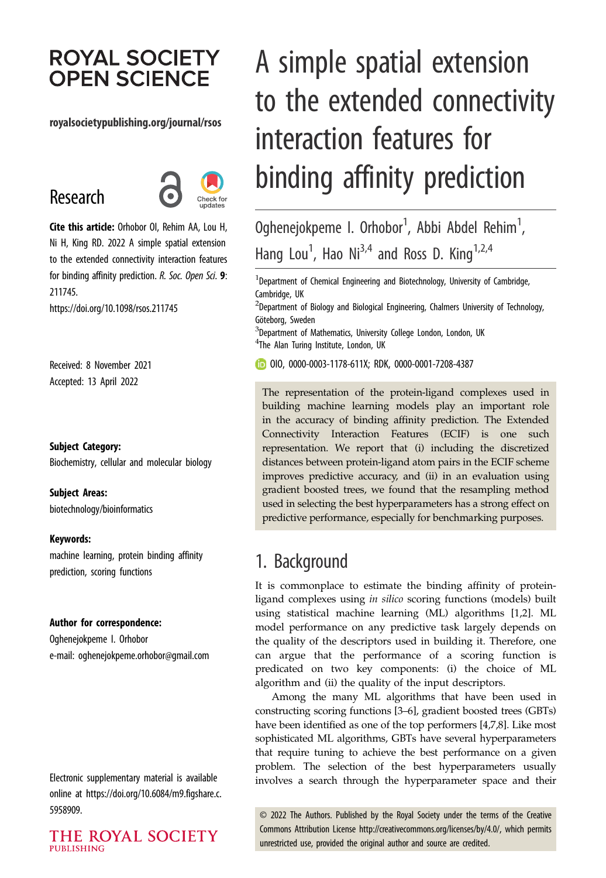ROYAL SOCIETY OPEN SCIENCE

royalsocietypublishing.org/journal/rsos

Research

**Cite this article:** Orhobor OI, Rehim AA, Lou H, Ni H, King RD. 2022 A simple spatial extension to the extended connectivity interaction features for binding affinity prediction. *R. Soc. Open Sci.* **9**: 211745.
https://doi.org/10.1098/rsos.211745

Received: 8 November 2021
Accepted: 13 April 2022

**Subject Category:**
Biochemistry, cellular and molecular biology

**Subject Areas:**
biotechnology/bioinformatics

**Keywords:**
machine learning, protein binding affinity prediction, scoring functions

**Author for correspondence:**
Oghenejokpeme I. Orhobor
e-mail: oghenejokpeme.orhobor@gmail.com

Electronic supplementary material is available online at https://doi.org/10.6084/m9.figshare.c.5958909.

# A simple spatial extension to the extended connectivity interaction features for binding affinity prediction

Oghenejokpeme I. Orhobor[1], Abbi Abdel Rehim[1], Hang Lou[1], Hao Ni[3,4] and Ross D. King[1,2,4]

[1]Department of Chemical Engineering and Biotechnology, University of Cambridge, Cambridge, UK
[2]Department of Biology and Biological Engineering, Chalmers University of Technology, Göteborg, Sweden
[3]Department of Mathematics, University College London, London, UK
[4]The Alan Turing Institute, London, UK

OIO, 0000-0003-1178-611X; RDK, 0000-0001-7208-4387

The representation of the protein-ligand complexes used in building machine learning models play an important role in the accuracy of binding affinity prediction. The Extended Connectivity Interaction Features (ECIF) is one such representation. We report that (i) including the discretized distances between protein-ligand atom pairs in the ECIF scheme improves predictive accuracy, and (ii) in an evaluation using gradient boosted trees, we found that the resampling method used in selecting the best hyperparameters has a strong effect on predictive performance, especially for benchmarking purposes.

## 1. Background

It is commonplace to estimate the binding affinity of protein-ligand complexes using *in silico* scoring functions (models) built using statistical machine learning (ML) algorithms [1,2]. ML model performance on any predictive task largely depends on the quality of the descriptors used in building it. Therefore, one can argue that the performance of a scoring function is predicated on two key components: (i) the choice of ML algorithm and (ii) the quality of the input descriptors.

Among the many ML algorithms that have been used in constructing scoring functions [3–6], gradient boosted trees (GBTs) have been identified as one of the top performers [4,7,8]. Like most sophisticated ML algorithms, GBTs have several hyperparameters that require tuning to achieve the best performance on a given problem. The selection of the best hyperparameters usually involves a search through the hyperparameter space and their

© 2022 The Authors. Published by the Royal Society under the terms of the Creative Commons Attribution License http://creativecommons.org/licenses/by/4.0/, which permits unrestricted use, provided the original author and source are credited.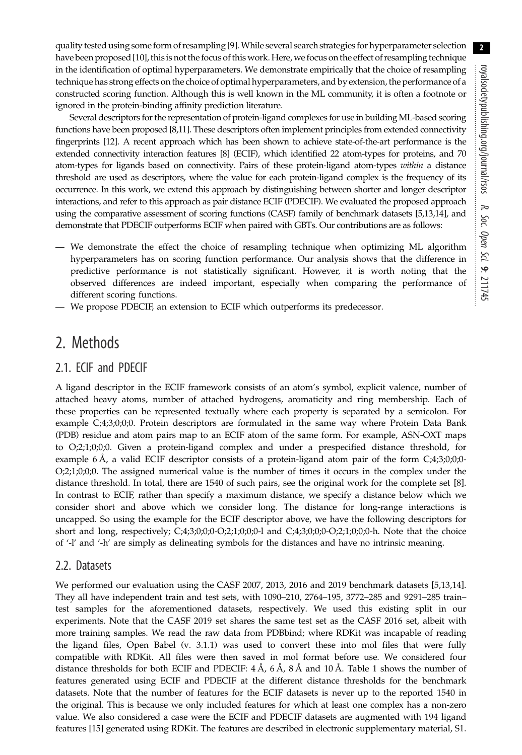quality tested using some form of resampling [9]. While several search strategies for hyperparameter selection have been proposed [10], this is not the focus of this work. Here, we focus on the effect of resampling technique in the identification of optimal hyperparameters. We demonstrate empirically that the choice of resampling technique has strong effects on the choice of optimal hyperparameters, and by extension, the performance of a constructed scoring function. Although this is well known in the ML community, it is often a footnote or ignored in the protein-binding affinity prediction literature.

Several descriptors for the representation of protein-ligand complexes for use in building ML-based scoring functions have been proposed [8,11]. These descriptors often implement principles from extended connectivity fingerprints [12]. A recent approach which has been shown to achieve state-of-the-art performance is the extended connectivity interaction features [8] (ECIF), which identified 22 atom-types for proteins, and 70 atom-types for ligands based on connectivity. Pairs of these protein-ligand atom-types *within* a distance threshold are used as descriptors, where the value for each protein-ligand complex is the frequency of its occurrence. In this work, we extend this approach by distinguishing between shorter and longer descriptor interactions, and refer to this approach as pair distance ECIF (PDECIF). We evaluated the proposed approach using the comparative assessment of scoring functions (CASF) family of benchmark datasets [5,13,14], and demonstrate that PDECIF outperforms ECIF when paired with GBTs. Our contributions are as follows:

- We demonstrate the effect the choice of resampling technique when optimizing ML algorithm hyperparameters has on scoring function performance. Our analysis shows that the difference in predictive performance is not statistically significant. However, it is worth noting that the observed differences are indeed important, especially when comparing the performance of different scoring functions.
- We propose PDECIF, an extension to ECIF which outperforms its predecessor.

# 2. Methods

## 2.1. ECIF and PDECIF

A ligand descriptor in the ECIF framework consists of an atom's symbol, explicit valence, number of attached heavy atoms, number of attached hydrogens, aromaticity and ring membership. Each of these properties can be represented textually where each property is separated by a semicolon. For example C;4;3;0;0;0. Protein descriptors are formulated in the same way where Protein Data Bank (PDB) residue and atom pairs map to an ECIF atom of the same form. For example, ASN-OXT maps to O;2;1;0;0;0. Given a protein-ligand complex and under a prespecified distance threshold, for example 6 Å, a valid ECIF descriptor consists of a protein-ligand atom pair of the form C;4;3;0;0;0-O;2;1;0;0;0. The assigned numerical value is the number of times it occurs in the complex under the distance threshold. In total, there are 1540 of such pairs, see the original work for the complete set [8]. In contrast to ECIF, rather than specify a maximum distance, we specify a distance below which we consider short and above which we consider long. The distance for long-range interactions is uncapped. So using the example for the ECIF descriptor above, we have the following descriptors for short and long, respectively; C;4;3;0;0;0-O;2;1;0;0;0-l and C;4;3;0;0;0-O;2;1;0;0;0-h. Note that the choice of '-l' and '-h' are simply as delineating symbols for the distances and have no intrinsic meaning.

## 2.2. Datasets

We performed our evaluation using the CASF 2007, 2013, 2016 and 2019 benchmark datasets [5,13,14]. They all have independent train and test sets, with 1090–210, 2764–195, 3772–285 and 9291–285 train–test samples for the aforementioned datasets, respectively. We used this existing split in our experiments. Note that the CASF 2019 set shares the same test set as the CASF 2016 set, albeit with more training samples. We read the raw data from PDBbind; where RDKit was incapable of reading the ligand files, Open Babel (v. 3.1.1) was used to convert these into mol files that were fully compatible with RDKit. All files were then saved in mol format before use. We considered four distance thresholds for both ECIF and PDECIF: 4 Å, 6 Å, 8 Å and 10 Å. Table 1 shows the number of features generated using ECIF and PDECIF at the different distance thresholds for the benchmark datasets. Note that the number of features for the ECIF datasets is never up to the reported 1540 in the original. This is because we only included features for which at least one complex has a non-zero value. We also considered a case were the ECIF and PDECIF datasets are augmented with 194 ligand features [15] generated using RDKit. The features are described in electronic supplementary material, S1.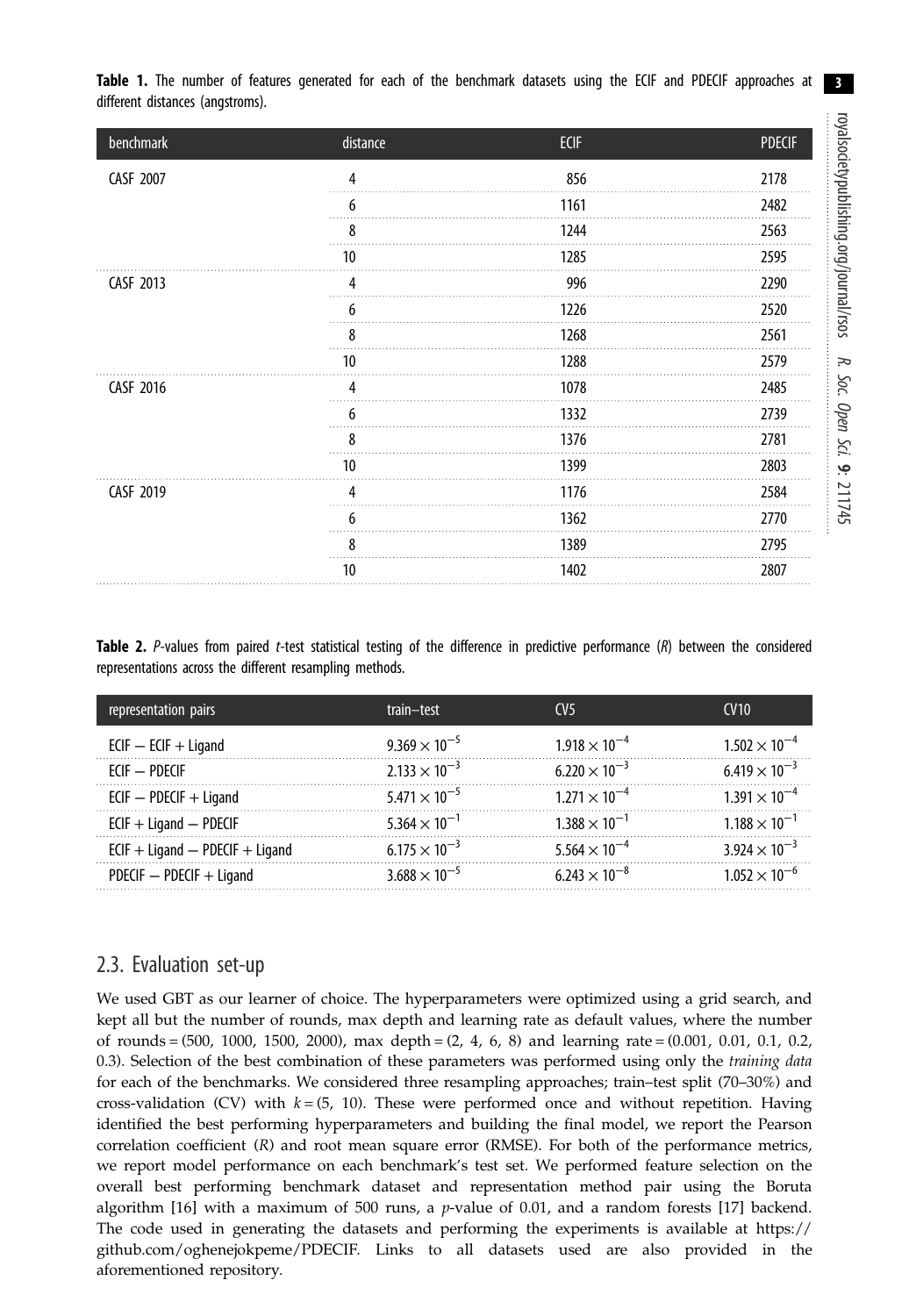**Table 1.** The number of features generated for each of the benchmark datasets using the ECIF and PDECIF approaches at different distances (angstroms).

| benchmark | distance | ECIF | PDECIF |
|---|---|---|---|
| CASF 2007 | 4 | 856 | 2178 |
| | 6 | 1161 | 2482 |
| | 8 | 1244 | 2563 |
| | 10 | 1285 | 2595 |
| CASF 2013 | 4 | 996 | 2290 |
| | 6 | 1226 | 2520 |
| | 8 | 1268 | 2561 |
| | 10 | 1288 | 2579 |
| CASF 2016 | 4 | 1078 | 2485 |
| | 6 | 1332 | 2739 |
| | 8 | 1376 | 2781 |
| | 10 | 1399 | 2803 |
| CASF 2019 | 4 | 1176 | 2584 |
| | 6 | 1362 | 2770 |
| | 8 | 1389 | 2795 |
| | 10 | 1402 | 2807 |

**Table 2.** *P*-values from paired *t*-test statistical testing of the difference in predictive performance (*R*) between the considered representations across the different resampling methods.

| representation pairs | train–test | CV5 | CV10 |
|---|---|---|---|
| ECIF − ECIF + Ligand | $9.369 \times 10^{-5}$ | $1.918 \times 10^{-4}$ | $1.502 \times 10^{-4}$ |
| ECIF − PDECIF | $2.133 \times 10^{-3}$ | $6.220 \times 10^{-3}$ | $6.419 \times 10^{-3}$ |
| ECIF − PDECIF + Ligand | $5.471 \times 10^{-5}$ | $1.271 \times 10^{-4}$ | $1.391 \times 10^{-4}$ |
| ECIF + Ligand − PDECIF | $5.364 \times 10^{-1}$ | $1.388 \times 10^{-1}$ | $1.188 \times 10^{-1}$ |
| ECIF + Ligand − PDECIF + Ligand | $6.175 \times 10^{-3}$ | $5.564 \times 10^{-4}$ | $3.924 \times 10^{-3}$ |
| PDECIF − PDECIF + Ligand | $3.688 \times 10^{-5}$ | $6.243 \times 10^{-8}$ | $1.052 \times 10^{-6}$ |

## 2.3. Evaluation set-up

We used GBT as our learner of choice. The hyperparameters were optimized using a grid search, and kept all but the number of rounds, max depth and learning rate as default values, where the number of rounds = (500, 1000, 1500, 2000), max depth = (2, 4, 6, 8) and learning rate = (0.001, 0.01, 0.1, 0.2, 0.3). Selection of the best combination of these parameters was performed using only the *training data* for each of the benchmarks. We considered three resampling approaches; train–test split (70–30%) and cross-validation (CV) with $k = (5, 10)$. These were performed once and without repetition. Having identified the best performing hyperparameters and building the final model, we report the Pearson correlation coefficient ($R$) and root mean square error (RMSE). For both of the performance metrics, we report model performance on each benchmark's test set. We performed feature selection on the overall best performing benchmark dataset and representation method pair using the Boruta algorithm [16] with a maximum of 500 runs, a $p$-value of 0.01, and a random forests [17] backend. The code used in generating the datasets and performing the experiments is available at https://github.com/oghenejokpeme/PDECIF. Links to all datasets used are also provided in the aforementioned repository.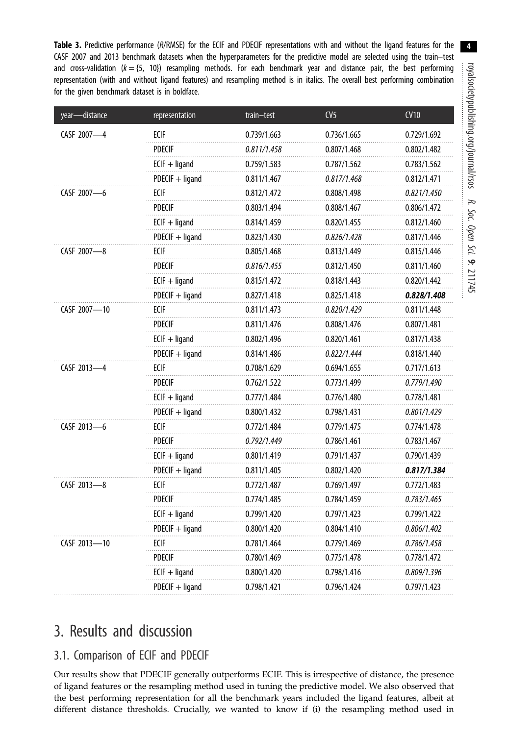**Table 3.** Predictive performance (*R*/RMSE) for the ECIF and PDECIF representations with and without the ligand features for the CASF 2007 and 2013 benchmark datasets when the hyperparameters for the predictive model are selected using the train–test and cross-validation ($k = \{5, 10\}$) resampling methods. For each benchmark year and distance pair, the best performing representation (with and without ligand features) and resampling method is in italics. The overall best performing combination for the given benchmark dataset is in boldface.

| year—distance | representation | train–test | CV5 | CV10 |
|---|---|---|---|---|
| CASF 2007—4 | ECIF | 0.739/1.663 | 0.736/1.665 | 0.729/1.692 |
| | PDECIF | *0.811/1.458* | 0.807/1.468 | 0.802/1.482 |
| | ECIF + ligand | 0.759/1.583 | 0.787/1.562 | 0.783/1.562 |
| | PDECIF + ligand | 0.811/1.467 | *0.817/1.468* | 0.812/1.471 |
| CASF 2007—6 | ECIF | 0.812/1.472 | 0.808/1.498 | *0.821/1.450* |
| | PDECIF | 0.803/1.494 | 0.808/1.467 | 0.806/1.472 |
| | ECIF + ligand | 0.814/1.459 | 0.820/1.455 | 0.812/1.460 |
| | PDECIF + ligand | 0.823/1.430 | *0.826/1.428* | 0.817/1.446 |
| CASF 2007—8 | ECIF | 0.805/1.468 | 0.813/1.449 | 0.815/1.446 |
| | PDECIF | *0.816/1.455* | 0.812/1.450 | 0.811/1.460 |
| | ECIF + ligand | 0.815/1.472 | 0.818/1.443 | 0.820/1.442 |
| | PDECIF + ligand | 0.827/1.418 | 0.825/1.418 | ***0.828/1.408*** |
| CASF 2007—10 | ECIF | 0.811/1.473 | *0.820/1.429* | 0.811/1.448 |
| | PDECIF | 0.811/1.476 | 0.808/1.476 | 0.807/1.481 |
| | ECIF + ligand | 0.802/1.496 | 0.820/1.461 | 0.817/1.438 |
| | PDECIF + ligand | 0.814/1.486 | *0.822/1.444* | 0.818/1.440 |
| CASF 2013—4 | ECIF | 0.708/1.629 | 0.694/1.655 | 0.717/1.613 |
| | PDECIF | 0.762/1.522 | 0.773/1.499 | *0.779/1.490* |
| | ECIF + ligand | 0.777/1.484 | 0.776/1.480 | 0.778/1.481 |
| | PDECIF + ligand | 0.800/1.432 | 0.798/1.431 | *0.801/1.429* |
| CASF 2013—6 | ECIF | 0.772/1.484 | 0.779/1.475 | 0.774/1.478 |
| | PDECIF | *0.792/1.449* | 0.786/1.461 | 0.783/1.467 |
| | ECIF + ligand | 0.801/1.419 | 0.791/1.437 | 0.790/1.439 |
| | PDECIF + ligand | 0.811/1.405 | 0.802/1.420 | ***0.817/1.384*** |
| CASF 2013—8 | ECIF | 0.772/1.487 | 0.769/1.497 | 0.772/1.483 |
| | PDECIF | 0.774/1.485 | 0.784/1.459 | *0.783/1.465* |
| | ECIF + ligand | 0.799/1.420 | 0.797/1.423 | 0.799/1.422 |
| | PDECIF + ligand | 0.800/1.420 | 0.804/1.410 | *0.806/1.402* |
| CASF 2013—10 | ECIF | 0.781/1.464 | 0.779/1.469 | *0.786/1.458* |
| | PDECIF | 0.780/1.469 | 0.775/1.478 | 0.778/1.472 |
| | ECIF + ligand | 0.800/1.420 | 0.798/1.416 | *0.809/1.396* |
| | PDECIF + ligand | 0.798/1.421 | 0.796/1.424 | 0.797/1.423 |

# 3. Results and discussion

## 3.1. Comparison of ECIF and PDECIF

Our results show that PDECIF generally outperforms ECIF. This is irrespective of distance, the presence of ligand features or the resampling method used in tuning the predictive model. We also observed that the best performing representation for all the benchmark years included the ligand features, albeit at different distance thresholds. Crucially, we wanted to know if (i) the resampling method used in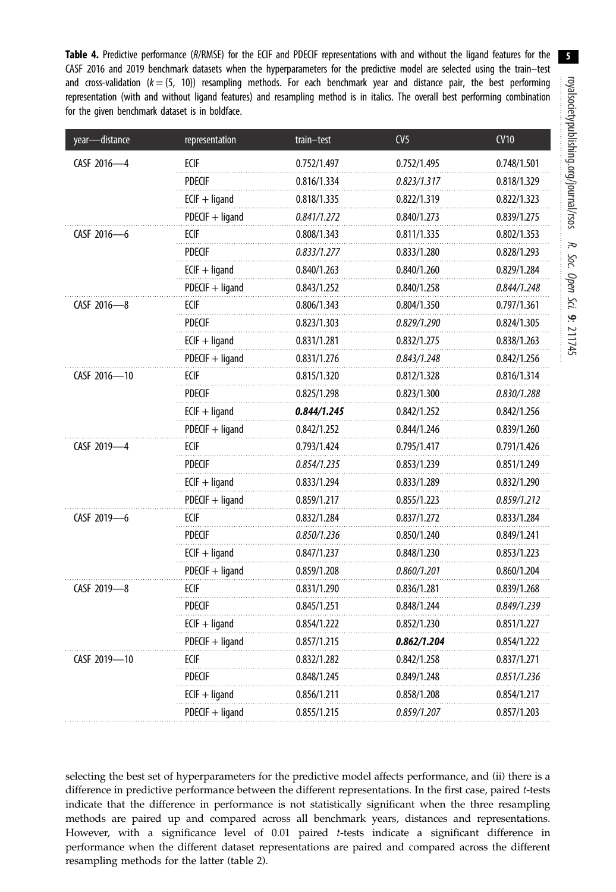**Table 4.** Predictive performance (*R*/RMSE) for the ECIF and PDECIF representations with and without the ligand features for the CASF 2016 and 2019 benchmark datasets when the hyperparameters for the predictive model are selected using the train–test and cross-validation ($k = \{5, 10\}$) resampling methods. For each benchmark year and distance pair, the best performing representation (with and without ligand features) and resampling method is in italics. The overall best performing combination for the given benchmark dataset is in boldface.

| year—distance | representation | train–test | CV5 | CV10 |
|---|---|---|---|---|
| CASF 2016—4 | ECIF | 0.752/1.497 | 0.752/1.495 | 0.748/1.501 |
| | PDECIF | 0.816/1.334 | *0.823/1.317* | 0.818/1.329 |
| | ECIF + ligand | 0.818/1.335 | 0.822/1.319 | 0.822/1.323 |
| | PDECIF + ligand | *0.841/1.272* | 0.840/1.273 | 0.839/1.275 |
| CASF 2016—6 | ECIF | 0.808/1.343 | 0.811/1.335 | 0.802/1.353 |
| | PDECIF | *0.833/1.277* | 0.833/1.280 | 0.828/1.293 |
| | ECIF + ligand | 0.840/1.263 | 0.840/1.260 | 0.829/1.284 |
| | PDECIF + ligand | 0.843/1.252 | 0.840/1.258 | *0.844/1.248* |
| CASF 2016—8 | ECIF | 0.806/1.343 | 0.804/1.350 | 0.797/1.361 |
| | PDECIF | 0.823/1.303 | *0.829/1.290* | 0.824/1.305 |
| | ECIF + ligand | 0.831/1.281 | 0.832/1.275 | 0.838/1.263 |
| | PDECIF + ligand | 0.831/1.276 | *0.843/1.248* | 0.842/1.256 |
| CASF 2016—10 | ECIF | 0.815/1.320 | 0.812/1.328 | 0.816/1.314 |
| | PDECIF | 0.825/1.298 | 0.823/1.300 | *0.830/1.288* |
| | ECIF + ligand | ***0.844/1.245*** | 0.842/1.252 | 0.842/1.256 |
| | PDECIF + ligand | 0.842/1.252 | 0.844/1.246 | 0.839/1.260 |
| CASF 2019—4 | ECIF | 0.793/1.424 | 0.795/1.417 | 0.791/1.426 |
| | PDECIF | *0.854/1.235* | 0.853/1.239 | 0.851/1.249 |
| | ECIF + ligand | 0.833/1.294 | 0.833/1.289 | 0.832/1.290 |
| | PDECIF + ligand | 0.859/1.217 | 0.855/1.223 | *0.859/1.212* |
| CASF 2019—6 | ECIF | 0.832/1.284 | 0.837/1.272 | 0.833/1.284 |
| | PDECIF | *0.850/1.236* | 0.850/1.240 | 0.849/1.241 |
| | ECIF + ligand | 0.847/1.237 | 0.848/1.230 | 0.853/1.223 |
| | PDECIF + ligand | 0.859/1.208 | *0.860/1.201* | 0.860/1.204 |
| CASF 2019—8 | ECIF | 0.831/1.290 | 0.836/1.281 | 0.839/1.268 |
| | PDECIF | 0.845/1.251 | 0.848/1.244 | *0.849/1.239* |
| | ECIF + ligand | 0.854/1.222 | 0.852/1.230 | 0.851/1.227 |
| | PDECIF + ligand | 0.857/1.215 | ***0.862/1.204*** | 0.854/1.222 |
| CASF 2019—10 | ECIF | 0.832/1.282 | 0.842/1.258 | 0.837/1.271 |
| | PDECIF | 0.848/1.245 | 0.849/1.248 | *0.851/1.236* |
| | ECIF + ligand | 0.856/1.211 | 0.858/1.208 | 0.854/1.217 |
| | PDECIF + ligand | 0.855/1.215 | *0.859/1.207* | 0.857/1.203 |

selecting the best set of hyperparameters for the predictive model affects performance, and (ii) there is a difference in predictive performance between the different representations. In the first case, paired *t*-tests indicate that the difference in performance is not statistically significant when the three resampling methods are paired up and compared across all benchmark years, distances and representations. However, with a significance level of 0.01 paired *t*-tests indicate a significant difference in performance when the different dataset representations are paired and compared across the different resampling methods for the latter (table 2).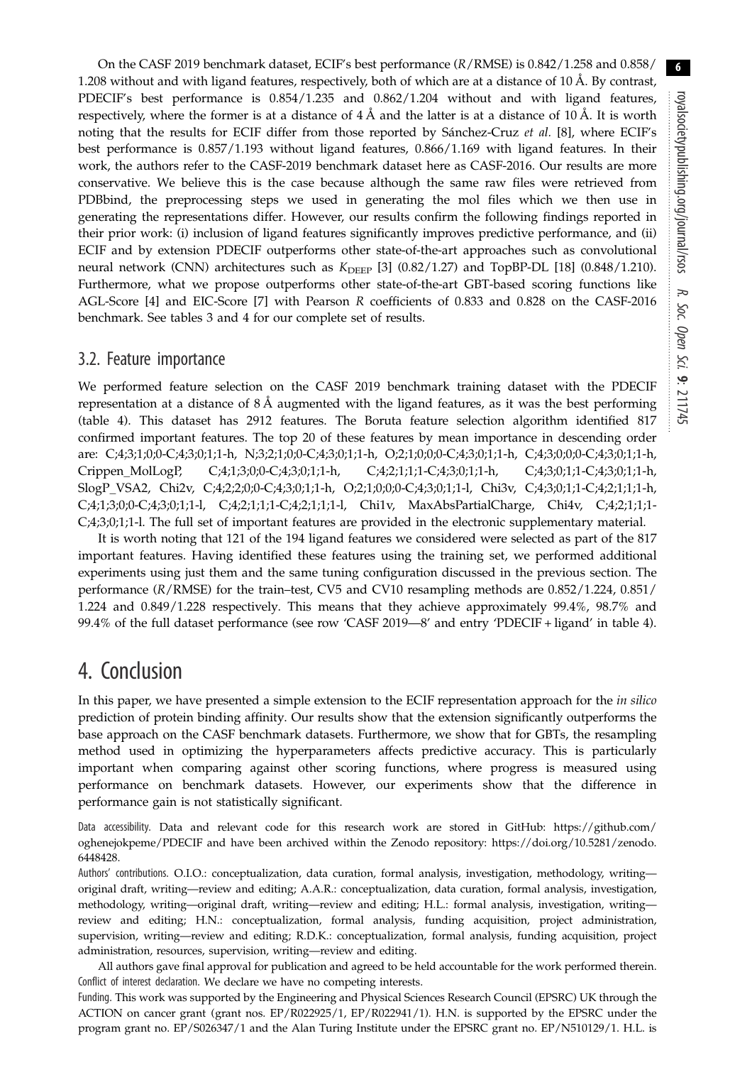On the CASF 2019 benchmark dataset, ECIF's best performance ($R$/RMSE) is 0.842/1.258 and 0.858/1.208 without and with ligand features, respectively, both of which are at a distance of 10 Å. By contrast, PDECIF's best performance is 0.854/1.235 and 0.862/1.204 without and with ligand features, respectively, where the former is at a distance of 4 Å and the latter is at a distance of 10 Å. It is worth noting that the results for ECIF differ from those reported by Sánchez-Cruz *et al.* [8], where ECIF's best performance is 0.857/1.193 without ligand features, 0.866/1.169 with ligand features. In their work, the authors refer to the CASF-2019 benchmark dataset here as CASF-2016. Our results are more conservative. We believe this is the case because although the same raw files were retrieved from PDBbind, the preprocessing steps we used in generating the mol files which we then use in generating the representations differ. However, our results confirm the following findings reported in their prior work: (i) inclusion of ligand features significantly improves predictive performance, and (ii) ECIF and by extension PDECIF outperforms other state-of-the-art approaches such as convolutional neural network (CNN) architectures such as $K_{\mathrm{DEEP}}$ [3] (0.82/1.27) and TopBP-DL [18] (0.848/1.210). Furthermore, what we propose outperforms other state-of-the-art GBT-based scoring functions like AGL-Score [4] and EIC-Score [7] with Pearson $R$ coefficients of 0.833 and 0.828 on the CASF-2016 benchmark. See tables 3 and 4 for our complete set of results.

## 3.2. Feature importance

We performed feature selection on the CASF 2019 benchmark training dataset with the PDECIF representation at a distance of 8 Å augmented with the ligand features, as it was the best performing (table 4). This dataset has 2912 features. The Boruta feature selection algorithm identified 817 confirmed important features. The top 20 of these features by mean importance in descending order are: C;4;3;1;0;0-C;4;3;0;1;1-h, N;3;2;1;0;0-C;4;3;0;1;1-h, O;2;1;0;0;0-C;4;3;0;1;1-h, C;4;3;0;0;0-C;4;3;0;1;1-h, Crippen_MolLogP, C;4;1;3;0;0-C;4;3;0;1;1-h, C;4;2;1;1;1-C;4;3;0;1;1-h, C;4;3;0;1;1-C;4;3;0;1;1-h, SlogP_VSA2, Chi2v, C;4;2;2;0;0-C;4;3;0;1;1-h, O;2;1;0;0;0-C;4;3;0;1;1-l, Chi3v, C;4;3;0;1;1-C;4;2;1;1;1-h, C;4;1;3;0;0-C;4;3;0;1;1-l, C;4;2;1;1;1-C;4;2;1;1;1-l, Chi1v, MaxAbsPartialCharge, Chi4v, C;4;2;1;1;1-C;4;3;0;1;1-l. The full set of important features are provided in the electronic supplementary material.

It is worth noting that 121 of the 194 ligand features we considered were selected as part of the 817 important features. Having identified these features using the training set, we performed additional experiments using just them and the same tuning configuration discussed in the previous section. The performance ($R$/RMSE) for the train–test, CV5 and CV10 resampling methods are 0.852/1.224, 0.851/1.224 and 0.849/1.228 respectively. This means that they achieve approximately 99.4%, 98.7% and 99.4% of the full dataset performance (see row 'CASF 2019—8' and entry 'PDECIF + ligand' in table 4).

# 4. Conclusion

In this paper, we have presented a simple extension to the ECIF representation approach for the *in silico* prediction of protein binding affinity. Our results show that the extension significantly outperforms the base approach on the CASF benchmark datasets. Furthermore, we show that for GBTs, the resampling method used in optimizing the hyperparameters affects predictive accuracy. This is particularly important when comparing against other scoring functions, where progress is measured using performance on benchmark datasets. However, our experiments show that the difference in performance gain is not statistically significant.

Data accessibility. Data and relevant code for this research work are stored in GitHub: https://github.com/oghenejokpeme/PDECIF and have been archived within the Zenodo repository: https://doi.org/10.5281/zenodo.6448428.

Authors' contributions. O.I.O.: conceptualization, data curation, formal analysis, investigation, methodology, writing—original draft, writing—review and editing; A.A.R.: conceptualization, data curation, formal analysis, investigation, methodology, writing—original draft, writing—review and editing; H.L.: formal analysis, investigation, writing—review and editing; H.N.: conceptualization, formal analysis, funding acquisition, project administration, supervision, writing—review and editing; R.D.K.: conceptualization, formal analysis, funding acquisition, project administration, resources, supervision, writing—review and editing.

All authors gave final approval for publication and agreed to be held accountable for the work performed therein.

Conflict of interest declaration. We declare we have no competing interests.

Funding. This work was supported by the Engineering and Physical Sciences Research Council (EPSRC) UK through the ACTION on cancer grant (grant nos. EP/R022925/1, EP/R022941/1). H.N. is supported by the EPSRC under the program grant no. EP/S026347/1 and the Alan Turing Institute under the EPSRC grant no. EP/N510129/1. H.L. is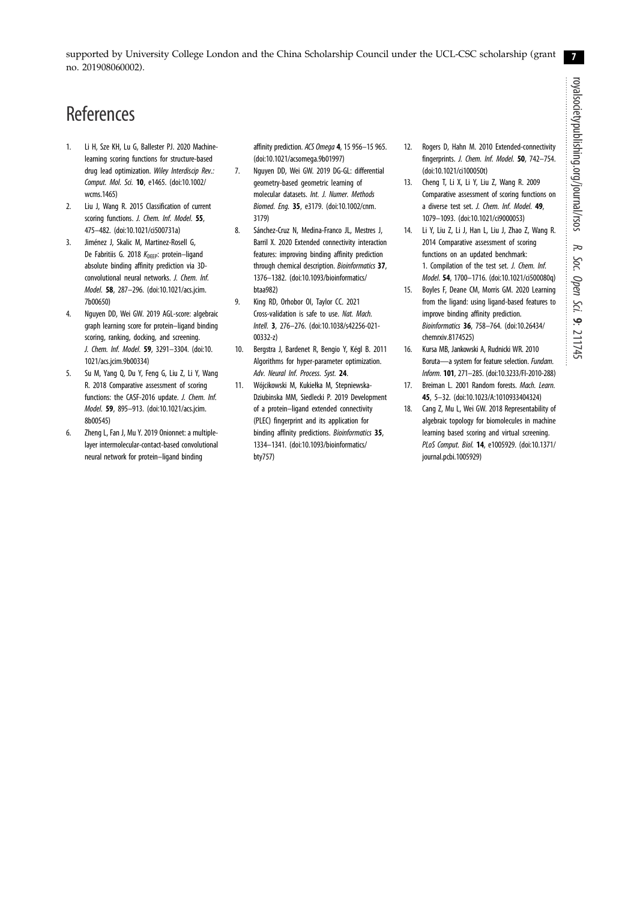supported by University College London and the China Scholarship Council under the UCL-CSC scholarship (grant no. 201908060002).

# References

1. Li H, Sze KH, Lu G, Ballester PJ. 2020 Machine-learning scoring functions for structure-based drug lead optimization. *Wiley Interdiscip Rev.: Comput. Mol. Sci.* **10**, e1465. (doi:10.1002/wcms.1465)
2. Liu J, Wang R. 2015 Classification of current scoring functions. *J. Chem. Inf. Model.* **55**, 475–482. (doi:10.1021/ci500731a)
3. Jiménez J, Skalic M, Martinez-Rosell G, De Fabritiis G. 2018 $K_{DEEP}$: protein–ligand absolute binding affinity prediction via 3D-convolutional neural networks. *J. Chem. Inf. Model.* **58**, 287–296. (doi:10.1021/acs.jcim.7b00650)
4. Nguyen DD, Wei GW. 2019 AGL-score: algebraic graph learning score for protein–ligand binding scoring, ranking, docking, and screening. *J. Chem. Inf. Model.* **59**, 3291–3304. (doi:10.1021/acs.jcim.9b00334)
5. Su M, Yang Q, Du Y, Feng G, Liu Z, Li Y, Wang R. 2018 Comparative assessment of scoring functions: the CASF-2016 update. *J. Chem. Inf. Model.* **59**, 895–913. (doi:10.1021/acs.jcim.8b00545)
6. Zheng L, Fan J, Mu Y. 2019 Onionnet: a multiple-layer intermolecular-contact-based convolutional neural network for protein–ligand binding affinity prediction. *ACS Omega* **4**, 15 956–15 965. (doi:10.1021/acsomega.9b01997)
7. Nguyen DD, Wei GW. 2019 DG-GL: differential geometry-based geometric learning of molecular datasets. *Int. J. Numer. Methods Biomed. Eng.* **35**, e3179. (doi:10.1002/cnm.3179)
8. Sánchez-Cruz N, Medina-Franco JL, Mestres J, Barril X. 2020 Extended connectivity interaction features: improving binding affinity prediction through chemical description. *Bioinformatics* **37**, 1376–1382. (doi:10.1093/bioinformatics/btaa982)
9. King RD, Orhobor OI, Taylor CC. 2021 Cross-validation is safe to use. *Nat. Mach. Intell.* **3**, 276–276. (doi:10.1038/s42256-021-00332-z)
10. Bergstra J, Bardenet R, Bengio Y, Kégl B. 2011 Algorithms for hyper-parameter optimization. *Adv. Neural Inf. Process. Syst.* **24**.
11. Wójcikowski M, Kukiełka M, Stepniewska-Dziubinska MM, Siedlecki P. 2019 Development of a protein–ligand extended connectivity (PLEC) fingerprint and its application for binding affinity predictions. *Bioinformatics* **35**, 1334–1341. (doi:10.1093/bioinformatics/bty757)
12. Rogers D, Hahn M. 2010 Extended-connectivity fingerprints. *J. Chem. Inf. Model.* **50**, 742–754. (doi:10.1021/ci100050t)
13. Cheng T, Li X, Li Y, Liu Z, Wang R. 2009 Comparative assessment of scoring functions on a diverse test set. *J. Chem. Inf. Model.* **49**, 1079–1093. (doi:10.1021/ci9000053)
14. Li Y, Liu Z, Li J, Han L, Liu J, Zhao Z, Wang R. 2014 Comparative assessment of scoring functions on an updated benchmark: 1. Compilation of the test set. *J. Chem. Inf. Model.* **54**, 1700–1716. (doi:10.1021/ci500080q)
15. Boyles F, Deane CM, Morris GM. 2020 Learning from the ligand: using ligand-based features to improve binding affinity prediction. *Bioinformatics* **36**, 758–764. (doi:10.26434/chemrxiv.8174525)
16. Kursa MB, Jankowski A, Rudnicki WR. 2010 Boruta—a system for feature selection. *Fundam. Inform.* **101**, 271–285. (doi:10.3233/FI-2010-288)
17. Breiman L. 2001 Random forests. *Mach. Learn.* **45**, 5–32. (doi:10.1023/A:1010933404324)
18. Cang Z, Mu L, Wei GW. 2018 Representability of algebraic topology for biomolecules in machine learning based scoring and virtual screening. *PLoS Comput. Biol.* **14**, e1005929. (doi:10.1371/journal.pcbi.1005929)